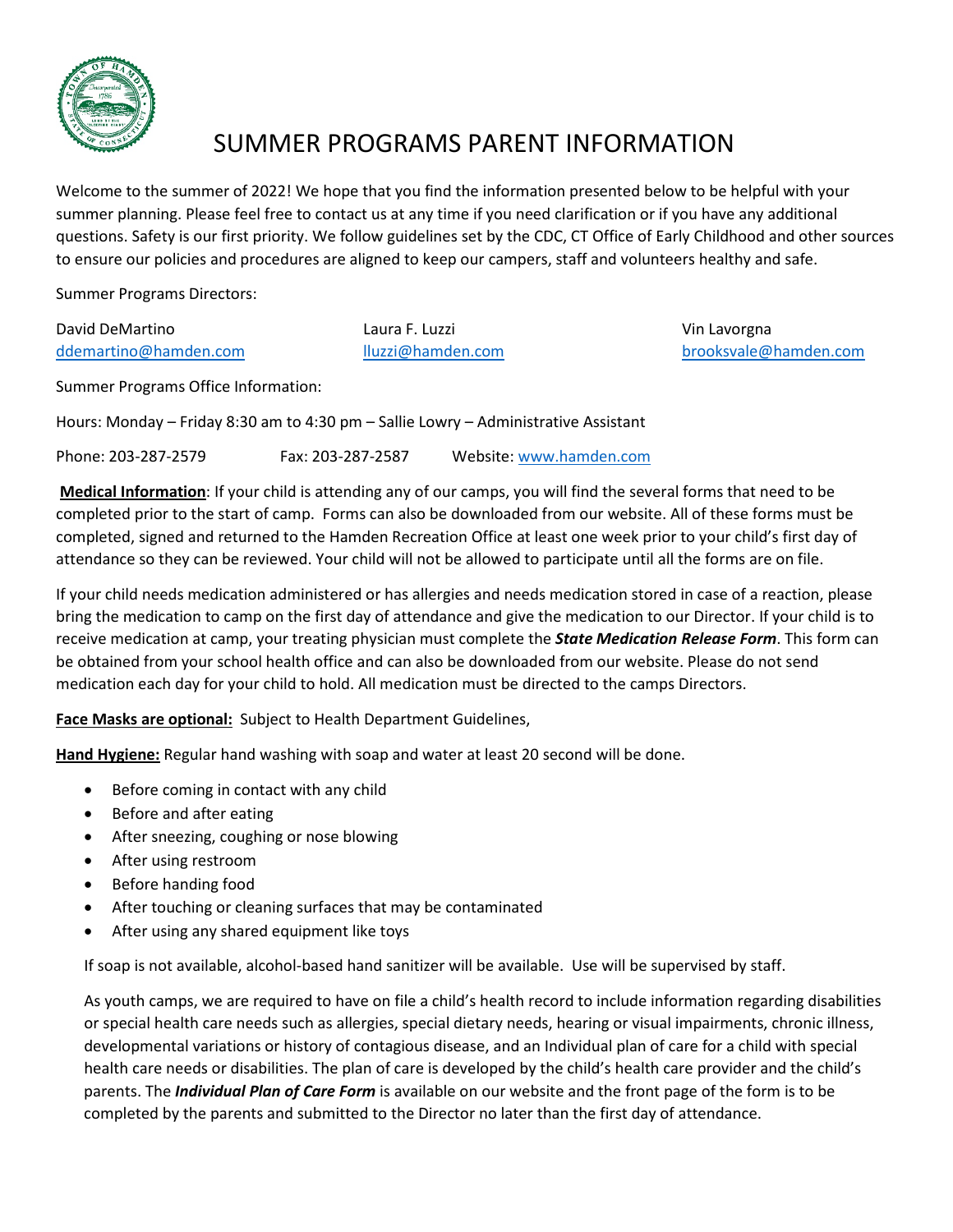# SUMMER PROGRAMS PARENT INFORMATION

Welcome to the summer of 2022! We hope that you find the information presented below to be helpful with your summer planning. Please feel free to contact us at any time if you need clarification or if you have any additional questions. Safety is our first priority. We follow guidelines set by the CDC, CT Office of Early Childhood and other sources to ensure our policies and procedures are aligned to keep our campers, staff and volunteers healthy and safe.

Summer Programs Directors:

David DeMartino
ddemartino@hamden.com

Laura F. Luzzi
lluzzi@hamden.com

Vin Lavorgna
brooksvale@hamden.com

Summer Programs Office Information:

Hours: Monday – Friday 8:30 am to 4:30 pm – Sallie Lowry – Administrative Assistant

Phone: 203-287-2579 Fax: 203-287-2587 Website: www.hamden.com

**Medical Information**: If your child is attending any of our camps, you will find the several forms that need to be completed prior to the start of camp. Forms can also be downloaded from our website. All of these forms must be completed, signed and returned to the Hamden Recreation Office at least one week prior to your child's first day of attendance so they can be reviewed. Your child will not be allowed to participate until all the forms are on file.

If your child needs medication administered or has allergies and needs medication stored in case of a reaction, please bring the medication to camp on the first day of attendance and give the medication to our Director. If your child is to receive medication at camp, your treating physician must complete the ***State Medication Release Form***. This form can be obtained from your school health office and can also be downloaded from our website. Please do not send medication each day for your child to hold. All medication must be directed to the camps Directors.

**Face Masks are optional:** Subject to Health Department Guidelines,

**Hand Hygiene:** Regular hand washing with soap and water at least 20 second will be done.

- Before coming in contact with any child
- Before and after eating
- After sneezing, coughing or nose blowing
- After using restroom
- Before handing food
- After touching or cleaning surfaces that may be contaminated
- After using any shared equipment like toys

If soap is not available, alcohol-based hand sanitizer will be available. Use will be supervised by staff.

As youth camps, we are required to have on file a child's health record to include information regarding disabilities or special health care needs such as allergies, special dietary needs, hearing or visual impairments, chronic illness, developmental variations or history of contagious disease, and an Individual plan of care for a child with special health care needs or disabilities. The plan of care is developed by the child's health care provider and the child's parents. The ***Individual Plan of Care Form*** is available on our website and the front page of the form is to be completed by the parents and submitted to the Director no later than the first day of attendance.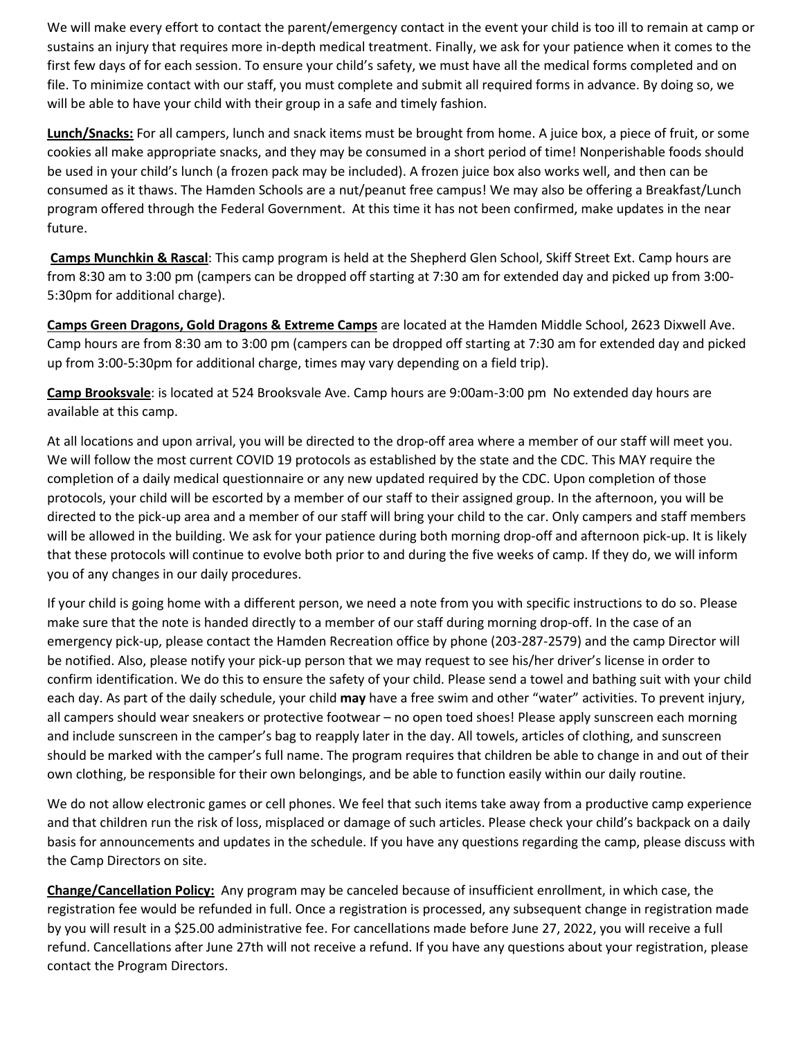We will make every effort to contact the parent/emergency contact in the event your child is too ill to remain at camp or sustains an injury that requires more in-depth medical treatment. Finally, we ask for your patience when it comes to the first few days of for each session. To ensure your child's safety, we must have all the medical forms completed and on file. To minimize contact with our staff, you must complete and submit all required forms in advance. By doing so, we will be able to have your child with their group in a safe and timely fashion.

**Lunch/Snacks:** For all campers, lunch and snack items must be brought from home. A juice box, a piece of fruit, or some cookies all make appropriate snacks, and they may be consumed in a short period of time! Nonperishable foods should be used in your child's lunch (a frozen pack may be included). A frozen juice box also works well, and then can be consumed as it thaws. The Hamden Schools are a nut/peanut free campus! We may also be offering a Breakfast/Lunch program offered through the Federal Government. At this time it has not been confirmed, make updates in the near future.

**Camps Munchkin & Rascal**: This camp program is held at the Shepherd Glen School, Skiff Street Ext. Camp hours are from 8:30 am to 3:00 pm (campers can be dropped off starting at 7:30 am for extended day and picked up from 3:00-5:30pm for additional charge).

**Camps Green Dragons, Gold Dragons & Extreme Camps** are located at the Hamden Middle School, 2623 Dixwell Ave. Camp hours are from 8:30 am to 3:00 pm (campers can be dropped off starting at 7:30 am for extended day and picked up from 3:00-5:30pm for additional charge, times may vary depending on a field trip).

**Camp Brooksvale**: is located at 524 Brooksvale Ave. Camp hours are 9:00am-3:00 pm No extended day hours are available at this camp.

At all locations and upon arrival, you will be directed to the drop-off area where a member of our staff will meet you. We will follow the most current COVID 19 protocols as established by the state and the CDC. This MAY require the completion of a daily medical questionnaire or any new updated required by the CDC. Upon completion of those protocols, your child will be escorted by a member of our staff to their assigned group. In the afternoon, you will be directed to the pick-up area and a member of our staff will bring your child to the car. Only campers and staff members will be allowed in the building. We ask for your patience during both morning drop-off and afternoon pick-up. It is likely that these protocols will continue to evolve both prior to and during the five weeks of camp. If they do, we will inform you of any changes in our daily procedures.

If your child is going home with a different person, we need a note from you with specific instructions to do so. Please make sure that the note is handed directly to a member of our staff during morning drop-off. In the case of an emergency pick-up, please contact the Hamden Recreation office by phone (203-287-2579) and the camp Director will be notified. Also, please notify your pick-up person that we may request to see his/her driver's license in order to confirm identification. We do this to ensure the safety of your child. Please send a towel and bathing suit with your child each day. As part of the daily schedule, your child **may** have a free swim and other "water" activities. To prevent injury, all campers should wear sneakers or protective footwear – no open toed shoes! Please apply sunscreen each morning and include sunscreen in the camper's bag to reapply later in the day. All towels, articles of clothing, and sunscreen should be marked with the camper's full name. The program requires that children be able to change in and out of their own clothing, be responsible for their own belongings, and be able to function easily within our daily routine.

We do not allow electronic games or cell phones. We feel that such items take away from a productive camp experience and that children run the risk of loss, misplaced or damage of such articles. Please check your child's backpack on a daily basis for announcements and updates in the schedule. If you have any questions regarding the camp, please discuss with the Camp Directors on site.

**Change/Cancellation Policy:** Any program may be canceled because of insufficient enrollment, in which case, the registration fee would be refunded in full. Once a registration is processed, any subsequent change in registration made by you will result in a $25.00 administrative fee. For cancellations made before June 27, 2022, you will receive a full refund. Cancellations after June 27th will not receive a refund. If you have any questions about your registration, please contact the Program Directors.